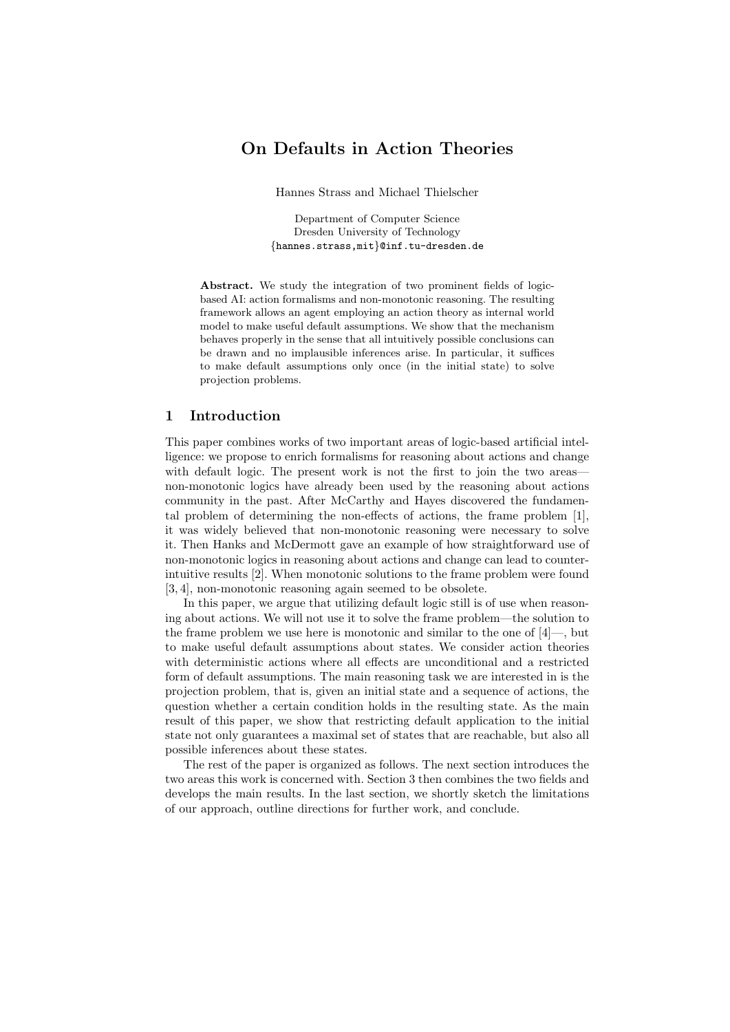# On Defaults in Action Theories

Hannes Strass and Michael Thielscher

Department of Computer Science
Dresden University of Technology
{hannes.strass,mit}@inf.tu-dresden.de

**Abstract.** We study the integration of two prominent fields of logic-based AI: action formalisms and non-monotonic reasoning. The resulting framework allows an agent employing an action theory as internal world model to make useful default assumptions. We show that the mechanism behaves properly in the sense that all intuitively possible conclusions can be drawn and no implausible inferences arise. In particular, it suffices to make default assumptions only once (in the initial state) to solve projection problems.

## 1 Introduction

This paper combines works of two important areas of logic-based artificial intelligence: we propose to enrich formalisms for reasoning about actions and change with default logic. The present work is not the first to join the two areas—non-monotonic logics have already been used by the reasoning about actions community in the past. After McCarthy and Hayes discovered the fundamental problem of determining the non-effects of actions, the frame problem [1], it was widely believed that non-monotonic reasoning were necessary to solve it. Then Hanks and McDermott gave an example of how straightforward use of non-monotonic logics in reasoning about actions and change can lead to counter-intuitive results [2]. When monotonic solutions to the frame problem were found [3, 4], non-monotonic reasoning again seemed to be obsolete.

In this paper, we argue that utilizing default logic still is of use when reasoning about actions. We will not use it to solve the frame problem—the solution to the frame problem we use here is monotonic and similar to the one of [4]—, but to make useful default assumptions about states. We consider action theories with deterministic actions where all effects are unconditional and a restricted form of default assumptions. The main reasoning task we are interested in is the projection problem, that is, given an initial state and a sequence of actions, the question whether a certain condition holds in the resulting state. As the main result of this paper, we show that restricting default application to the initial state not only guarantees a maximal set of states that are reachable, but also all possible inferences about these states.

The rest of the paper is organized as follows. The next section introduces the two areas this work is concerned with. Section 3 then combines the two fields and develops the main results. In the last section, we shortly sketch the limitations of our approach, outline directions for further work, and conclude.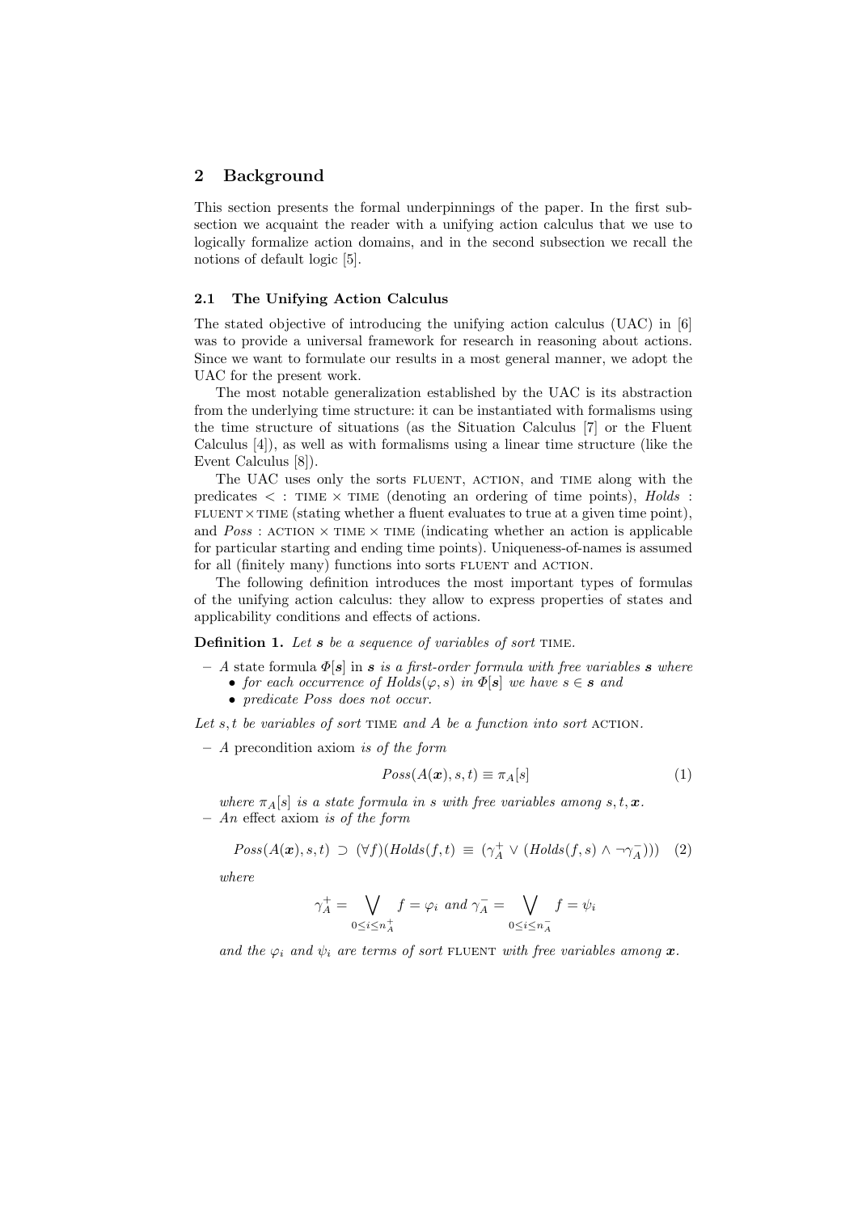## 2 Background

This section presents the formal underpinnings of the paper. In the first subsection we acquaint the reader with a unifying action calculus that we use to logically formalize action domains, and in the second subsection we recall the notions of default logic [5].

### 2.1 The Unifying Action Calculus

The stated objective of introducing the unifying action calculus (UAC) in [6] was to provide a universal framework for research in reasoning about actions. Since we want to formulate our results in a most general manner, we adopt the UAC for the present work.

The most notable generalization established by the UAC is its abstraction from the underlying time structure: it can be instantiated with formalisms using the time structure of situations (as the Situation Calculus [7] or the Fluent Calculus [4]), as well as with formalisms using a linear time structure (like the Event Calculus [8]).

The UAC uses only the sorts FLUENT, ACTION, and TIME along with the predicates $< : \text{TIME} \times \text{TIME}$ (denoting an ordering of time points), $\mathit{Holds} : \text{FLUENT} \times \text{TIME}$ (stating whether a fluent evaluates to true at a given time point), and $\mathit{Poss} : \text{ACTION} \times \text{TIME} \times \text{TIME}$ (indicating whether an action is applicable for particular starting and ending time points). Uniqueness-of-names is assumed for all (finitely many) functions into sorts FLUENT and ACTION.

The following definition introduces the most important types of formulas of the unifying action calculus: they allow to express properties of states and applicability conditions and effects of actions.

**Definition 1.** *Let* $\boldsymbol{s}$ *be a sequence of variables of sort* TIME.

- *A* state formula $\Phi[\boldsymbol{s}]$ in $\boldsymbol{s}$ *is a first-order formula with free variables* $\boldsymbol{s}$ *where*
  - *for each occurrence of* $\mathit{Holds}(\varphi, s)$ *in* $\Phi[\boldsymbol{s}]$ *we have* $s \in \boldsymbol{s}$ *and*
  - *predicate Poss does not occur.*

*Let* $s, t$ *be variables of sort* TIME *and* $A$ *be a function into sort* ACTION.

- *A* precondition axiom *is of the form*

$$\mathit{Poss}(A(\boldsymbol{x}), s, t) \equiv \pi_A[s] \tag{1}$$

  *where* $\pi_A[s]$ *is a state formula in* $s$ *with free variables among* $s, t, \boldsymbol{x}$.
- *An* effect axiom *is of the form*

$$\mathit{Poss}(A(\boldsymbol{x}), s, t) \supset (\forall f)(\mathit{Holds}(f, t) \equiv (\gamma_A^+ \vee (\mathit{Holds}(f, s) \wedge \neg\gamma_A^-))) \tag{2}$$

  *where*

$$\gamma_A^+ = \bigvee_{0 \leq i \leq n_A^+} f = \varphi_i \text{ and } \gamma_A^- = \bigvee_{0 \leq i \leq n_A^-} f = \psi_i$$

  *and the* $\varphi_i$ *and* $\psi_i$ *are terms of sort* FLUENT *with free variables among* $\boldsymbol{x}$.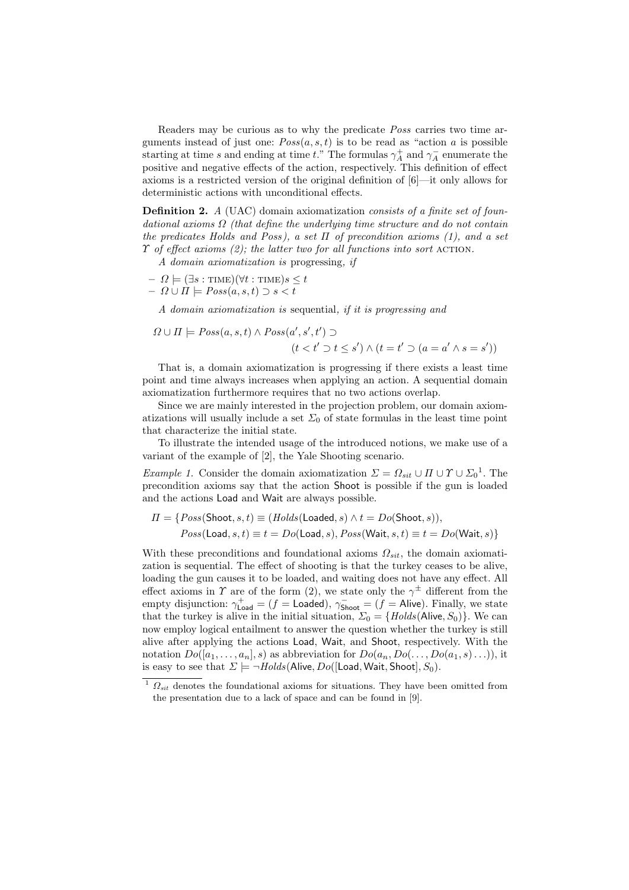Readers may be curious as to why the predicate $Poss$ carries two time arguments instead of just one: $Poss(a, s, t)$ is to be read as "action $a$ is possible starting at time $s$ and ending at time $t$." The formulas $\gamma_A^+$ and $\gamma_A^-$ enumerate the positive and negative effects of the action, respectively. This definition of effect axioms is a restricted version of the original definition of [6]—it only allows for deterministic actions with unconditional effects.

**Definition 2.** *A* (UAC) *domain axiomatization consists of a finite set of foundational axioms $\Omega$ (that define the underlying time structure and do not contain the predicates Holds and Poss), a set $\Pi$ of precondition axioms (1), and a set $\Upsilon$ of effect axioms (2); the latter two for all functions into sort* ACTION.

*A domain axiomatization is* progressing, *if*

- $\Omega \models (\exists s : \text{TIME})(\forall t : \text{TIME}) s \leq t$
- $\Omega \cup \Pi \models Poss(a, s, t) \supset s < t$

*A domain axiomatization is* sequential, *if it is progressing and*

$$\Omega \cup \Pi \models Poss(a, s, t) \wedge Poss(a', s', t') \supset \\ (t < t' \supset t \leq s') \wedge (t = t' \supset (a = a' \wedge s = s'))$$

That is, a domain axiomatization is progressing if there exists a least time point and time always increases when applying an action. A sequential domain axiomatization furthermore requires that no two actions overlap.

Since we are mainly interested in the projection problem, our domain axiomatizations will usually include a set $\Sigma_0$ of state formulas in the least time point that characterize the initial state.

To illustrate the intended usage of the introduced notions, we make use of a variant of the example of [2], the Yale Shooting scenario.

*Example 1.* Consider the domain axiomatization $\Sigma = \Omega_{sit} \cup \Pi \cup \Upsilon \cup \Sigma_0$[1]. The precondition axioms say that the action Shoot is possible if the gun is loaded and the actions Load and Wait are always possible.

$$\Pi = \{Poss(\mathsf{Shoot}, s, t) \equiv (Holds(\mathsf{Loaded}, s) \wedge t = Do(\mathsf{Shoot}, s)), \\ Poss(\mathsf{Load}, s, t) \equiv t = Do(\mathsf{Load}, s), Poss(\mathsf{Wait}, s, t) \equiv t = Do(\mathsf{Wait}, s)\}$$

With these preconditions and foundational axioms $\Omega_{sit}$, the domain axiomatization is sequential. The effect of shooting is that the turkey ceases to be alive, loading the gun causes it to be loaded, and waiting does not have any effect. All effect axioms in $\Upsilon$ are of the form (2), we state only the $\gamma^{\pm}$ different from the empty disjunction: $\gamma_{\mathsf{Load}}^+ = (f = \mathsf{Loaded})$, $\gamma_{\mathsf{Shoot}}^- = (f = \mathsf{Alive})$. Finally, we state that the turkey is alive in the initial situation, $\Sigma_0 = \{Holds(\mathsf{Alive}, S_0)\}$. We can now employ logical entailment to answer the question whether the turkey is still alive after applying the actions Load, Wait, and Shoot, respectively. With the notation $Do([a_1, \ldots, a_n], s)$ as abbreviation for $Do(a_n, Do(\ldots, Do(a_1, s) \ldots))$, it is easy to see that $\Sigma \models \neg Holds(\mathsf{Alive}, Do([\mathsf{Load}, \mathsf{Wait}, \mathsf{Shoot}], S_0))$.

[1] $\Omega_{sit}$ denotes the foundational axioms for situations. They have been omitted from the presentation due to a lack of space and can be found in [9].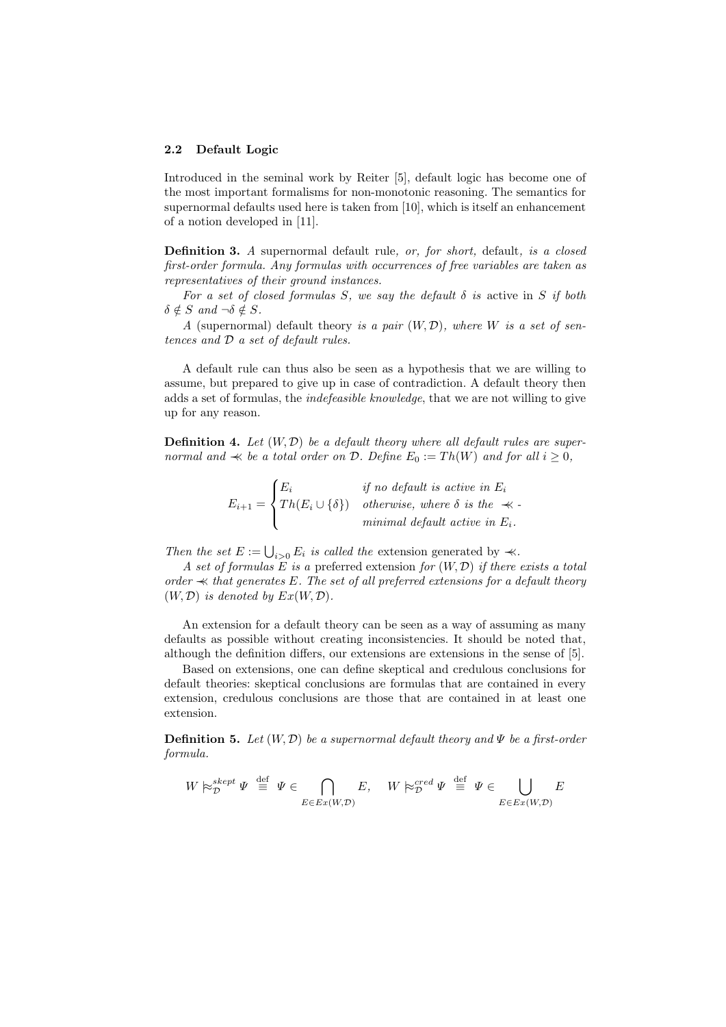### 2.2 Default Logic

Introduced in the seminal work by Reiter [5], default logic has become one of the most important formalisms for non-monotonic reasoning. The semantics for supernormal defaults used here is taken from [10], which is itself an enhancement of a notion developed in [11].

**Definition 3.** *A* supernormal default rule*, or, for short,* default*, is a closed first-order formula. Any formulas with occurrences of free variables are taken as representatives of their ground instances.*

*For a set of closed formulas $S$, we say the default $\delta$ is* active in $S$ *if both $\delta \notin S$ and $\neg\delta \notin S$.*

*A* (supernormal) default theory *is a pair $(W, \mathcal{D})$, where $W$ is a set of sentences and $\mathcal{D}$ a set of default rules.*

A default rule can thus also be seen as a hypothesis that we are willing to assume, but prepared to give up in case of contradiction. A default theory then adds a set of formulas, the *indefeasible knowledge*, that we are not willing to give up for any reason.

**Definition 4.** *Let $(W, \mathcal{D})$ be a default theory where all default rules are supernormal and $\lll$ be a total order on $\mathcal{D}$. Define $E_0 := Th(W)$ and for all $i \geq 0$,*

$$E_{i+1} = \begin{cases} E_i & \text{if no default is active in } E_i \\ Th(E_i \cup \{\delta\}) & \text{otherwise, where } \delta \text{ is the } \lll\text{-} \\ & \text{minimal default active in } E_i. \end{cases}$$

*Then the set $E := \bigcup_{i>0} E_i$ is called the* extension generated by $\lll$.

*A set of formulas $E$ is a* preferred extension *for $(W, \mathcal{D})$ if there exists a total order $\lll$ that generates $E$. The set of all preferred extensions for a default theory $(W, \mathcal{D})$ is denoted by $Ex(W, \mathcal{D})$.*

An extension for a default theory can be seen as a way of assuming as many defaults as possible without creating inconsistencies. It should be noted that, although the definition differs, our extensions are extensions in the sense of [5].

Based on extensions, one can define skeptical and credulous conclusions for default theories: skeptical conclusions are formulas that are contained in every extension, credulous conclusions are those that are contained in at least one extension.

**Definition 5.** *Let $(W, \mathcal{D})$ be a supernormal default theory and $\Psi$ be a first-order formula.*

$$W \mathrel{|\!\!\approx}_{\mathcal{D}}^{skept} \Psi \stackrel{\text{def}}{\equiv} \Psi \in \bigcap_{E \in Ex(W,\mathcal{D})} E, \quad W \mathrel{|\!\!\approx}_{\mathcal{D}}^{cred} \Psi \stackrel{\text{def}}{\equiv} \Psi \in \bigcup_{E \in Ex(W,\mathcal{D})} E$$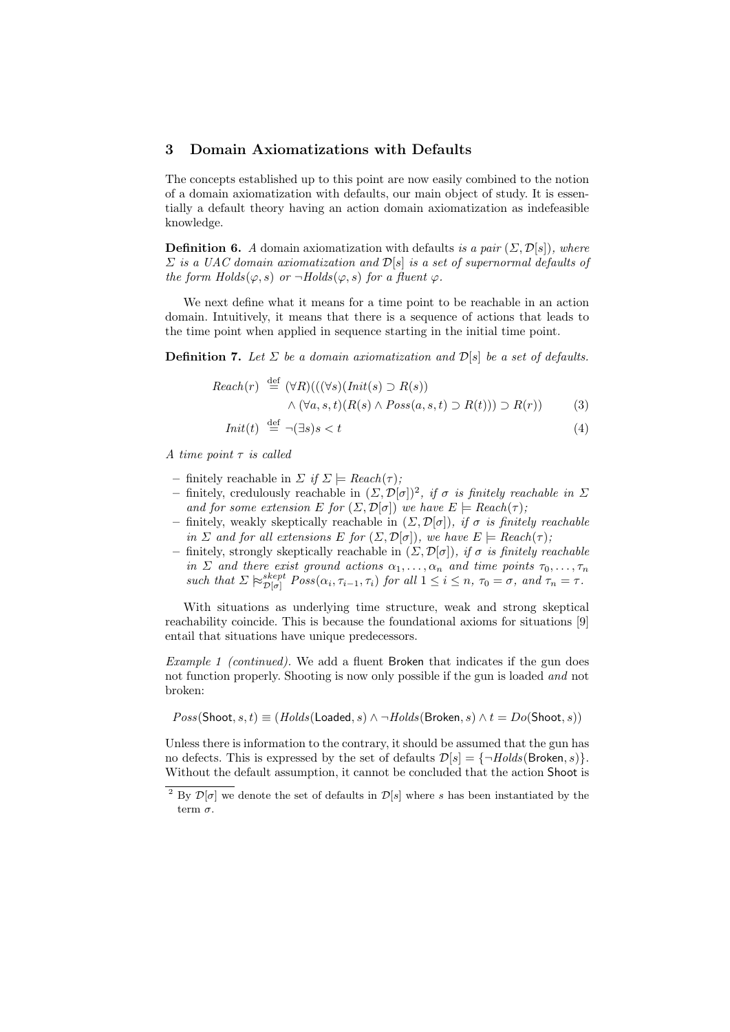## 3 Domain Axiomatizations with Defaults

The concepts established up to this point are now easily combined to the notion of a domain axiomatization with defaults, our main object of study. It is essentially a default theory having an action domain axiomatization as indefeasible knowledge.

**Definition 6.** *A* domain axiomatization with defaults *is a pair* $(\Sigma, \mathcal{D}[s])$*, where* $\Sigma$ *is a UAC domain axiomatization and* $\mathcal{D}[s]$ *is a set of supernormal defaults of the form* $Holds(\varphi, s)$ *or* $\neg Holds(\varphi, s)$ *for a fluent* $\varphi$*.*

We next define what it means for a time point to be reachable in an action domain. Intuitively, it means that there is a sequence of actions that leads to the time point when applied in sequence starting in the initial time point.

**Definition 7.** *Let* $\Sigma$ *be a domain axiomatization and* $\mathcal{D}[s]$ *be a set of defaults.*

$$Reach(r) \stackrel{\text{def}}{=} (\forall R)(((\forall s)(Init(s) \supset R(s)) \land (\forall a, s, t)(R(s) \land Poss(a, s, t) \supset R(t))) \supset R(r)) \quad (3)$$

$$Init(t) \stackrel{\text{def}}{=} \neg(\exists s) s < t \quad (4)$$

*A time point* $\tau$ *is called*

- finitely reachable *in* $\Sigma$ *if* $\Sigma \models Reach(\tau)$*;*
- finitely, credulously reachable *in* $(\Sigma, \mathcal{D}[\sigma])$[2]*, if* $\sigma$ *is finitely reachable in* $\Sigma$ *and for some extension* $E$ *for* $(\Sigma, \mathcal{D}[\sigma])$ *we have* $E \models Reach(\tau)$*;*
- finitely, weakly skeptically reachable *in* $(\Sigma, \mathcal{D}[\sigma])$*, if* $\sigma$ *is finitely reachable in* $\Sigma$ *and for all extensions* $E$ *for* $(\Sigma, \mathcal{D}[\sigma])$*, we have* $E \models Reach(\tau)$*;*
- finitely, strongly skeptically reachable *in* $(\Sigma, \mathcal{D}[\sigma])$*, if* $\sigma$ *is finitely reachable in* $\Sigma$ *and there exist ground actions* $\alpha_1, \ldots, \alpha_n$ *and time points* $\tau_0, \ldots, \tau_n$ *such that* $\Sigma \approx^{skept}_{\mathcal{D}[\sigma]} Poss(\alpha_i, \tau_{i-1}, \tau_i)$ *for all* $1 \leq i \leq n$*,* $\tau_0 = \sigma$*, and* $\tau_n = \tau$*.*

With situations as underlying time structure, weak and strong skeptical reachability coincide. This is because the foundational axioms for situations [9] entail that situations have unique predecessors.

*Example 1 (continued).* We add a fluent Broken that indicates if the gun does not function properly. Shooting is now only possible if the gun is loaded *and* not broken:

$$Poss(\mathsf{Shoot}, s, t) \equiv (Holds(\mathsf{Loaded}, s) \land \neg Holds(\mathsf{Broken}, s) \land t = Do(\mathsf{Shoot}, s))$$

Unless there is information to the contrary, it should be assumed that the gun has no defects. This is expressed by the set of defaults $\mathcal{D}[s] = \{\neg Holds(\mathsf{Broken}, s)\}$. Without the default assumption, it cannot be concluded that the action Shoot is

[2] By $\mathcal{D}[\sigma]$ we denote the set of defaults in $\mathcal{D}[s]$ where $s$ has been instantiated by the term $\sigma$.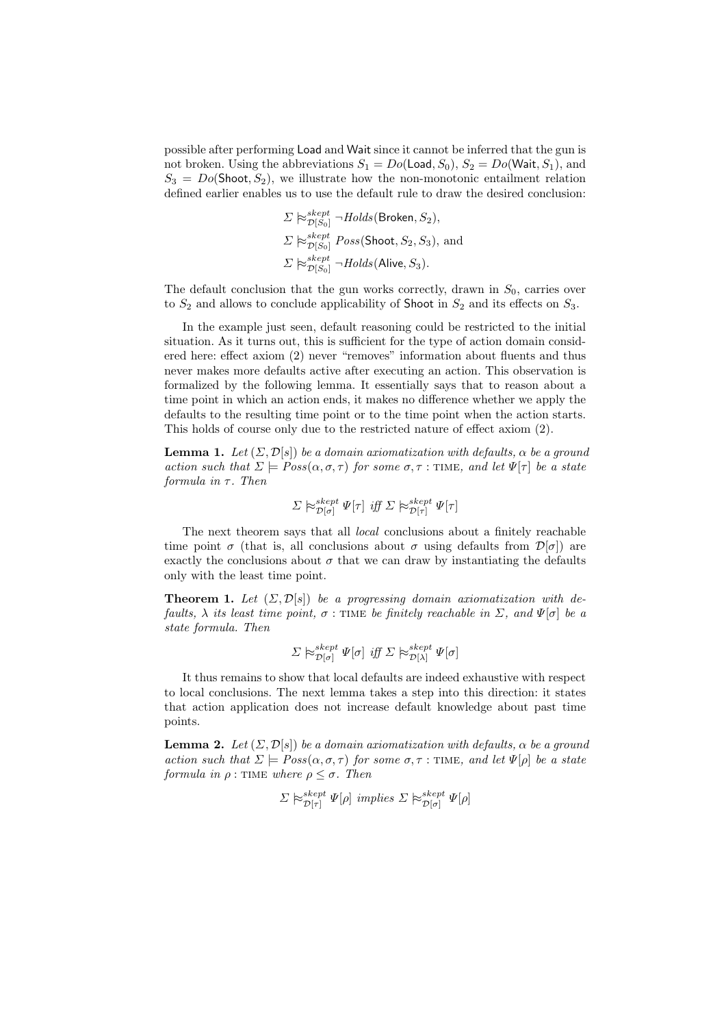possible after performing Load and Wait since it cannot be inferred that the gun is not broken. Using the abbreviations $S_1 = Do(\mathsf{Load}, S_0)$, $S_2 = Do(\mathsf{Wait}, S_1)$, and $S_3 = Do(\mathsf{Shoot}, S_2)$, we illustrate how the non-monotonic entailment relation defined earlier enables us to use the default rule to draw the desired conclusion:

$$\Sigma \mathrel{\approx\!\!\!|}^{skept}_{\mathcal{D}[S_0]} \neg Holds(\mathsf{Broken}, S_2),$$
$$\Sigma \mathrel{\approx\!\!\!|}^{skept}_{\mathcal{D}[S_0]} Poss(\mathsf{Shoot}, S_2, S_3), \text{ and}$$
$$\Sigma \mathrel{\approx\!\!\!|}^{skept}_{\mathcal{D}[S_0]} \neg Holds(\mathsf{Alive}, S_3).$$

The default conclusion that the gun works correctly, drawn in $S_0$, carries over to $S_2$ and allows to conclude applicability of Shoot in $S_2$ and its effects on $S_3$.

In the example just seen, default reasoning could be restricted to the initial situation. As it turns out, this is sufficient for the type of action domain considered here: effect axiom (2) never "removes" information about fluents and thus never makes more defaults active after executing an action. This observation is formalized by the following lemma. It essentially says that to reason about a time point in which an action ends, it makes no difference whether we apply the defaults to the resulting time point or to the time point when the action starts. This holds of course only due to the restricted nature of effect axiom (2).

**Lemma 1.** *Let $(\Sigma, \mathcal{D}[s])$ be a domain axiomatization with defaults, $\alpha$ be a ground action such that $\Sigma \models Poss(\alpha, \sigma, \tau)$ for some $\sigma, \tau : \text{TIME}$, and let $\Psi[\tau]$ be a state formula in $\tau$. Then*

$$\Sigma \mathrel{\approx\!\!\!|}^{skept}_{\mathcal{D}[\sigma]} \Psi[\tau] \text{ iff } \Sigma \mathrel{\approx\!\!\!|}^{skept}_{\mathcal{D}[\tau]} \Psi[\tau]$$

The next theorem says that all *local* conclusions about a finitely reachable time point $\sigma$ (that is, all conclusions about $\sigma$ using defaults from $\mathcal{D}[\sigma]$) are exactly the conclusions about $\sigma$ that we can draw by instantiating the defaults only with the least time point.

**Theorem 1.** *Let $(\Sigma, \mathcal{D}[s])$ be a progressing domain axiomatization with defaults, $\lambda$ its least time point, $\sigma : \text{TIME}$ be finitely reachable in $\Sigma$, and $\Psi[\sigma]$ be a state formula. Then*

$$\Sigma \mathrel{\approx\!\!\!|}^{skept}_{\mathcal{D}[\sigma]} \Psi[\sigma] \text{ iff } \Sigma \mathrel{\approx\!\!\!|}^{skept}_{\mathcal{D}[\lambda]} \Psi[\sigma]$$

It thus remains to show that local defaults are indeed exhaustive with respect to local conclusions. The next lemma takes a step into this direction: it states that action application does not increase default knowledge about past time points.

**Lemma 2.** *Let $(\Sigma, \mathcal{D}[s])$ be a domain axiomatization with defaults, $\alpha$ be a ground action such that $\Sigma \models Poss(\alpha, \sigma, \tau)$ for some $\sigma, \tau : \text{TIME}$, and let $\Psi[\rho]$ be a state formula in $\rho : \text{TIME}$ where $\rho \leq \sigma$. Then*

$$\Sigma \mathrel{\approx\!\!\!|}^{skept}_{\mathcal{D}[\tau]} \Psi[\rho] \text{ implies } \Sigma \mathrel{\approx\!\!\!|}^{skept}_{\mathcal{D}[\sigma]} \Psi[\rho]$$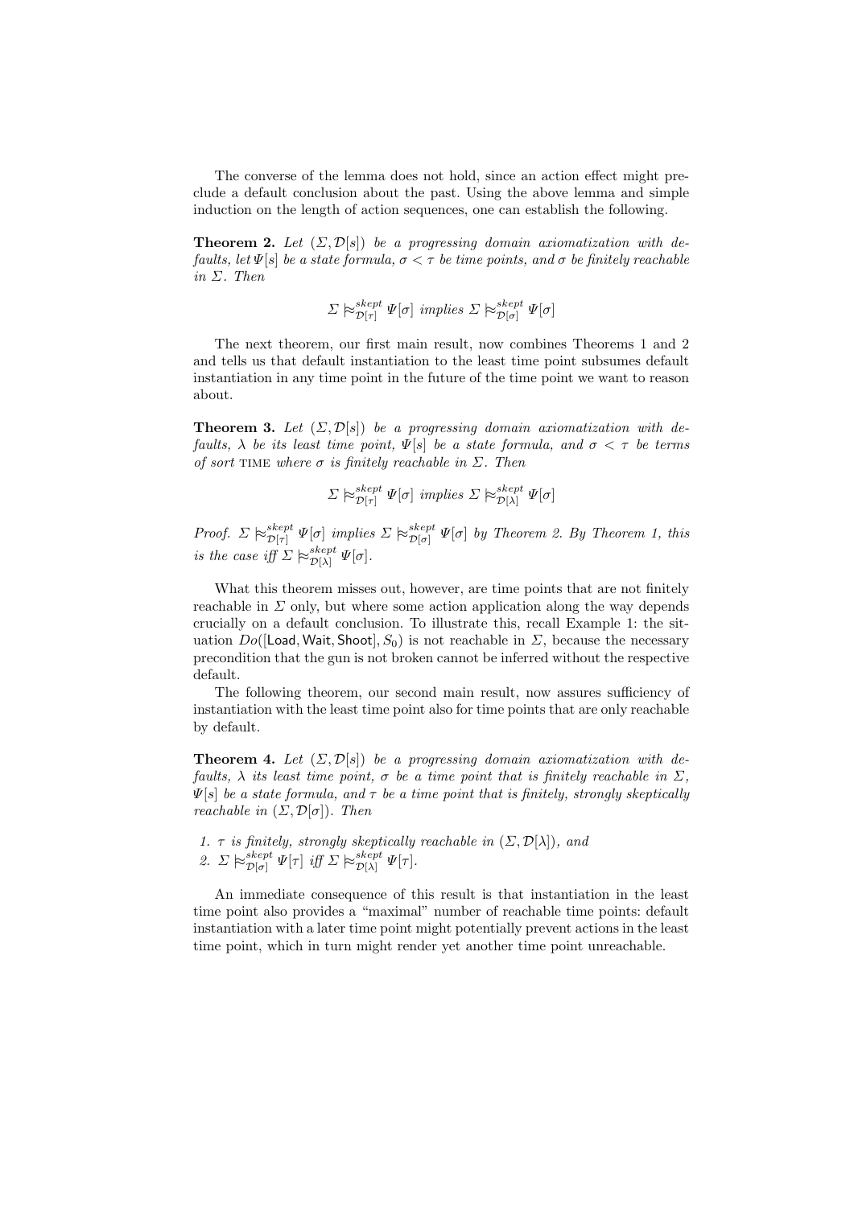The converse of the lemma does not hold, since an action effect might preclude a default conclusion about the past. Using the above lemma and simple induction on the length of action sequences, one can establish the following.

**Theorem 2.** *Let $(\Sigma, \mathcal{D}[s])$ be a progressing domain axiomatization with defaults, let $\Psi[s]$ be a state formula, $\sigma < \tau$ be time points, and $\sigma$ be finitely reachable in $\Sigma$. Then*

$$\Sigma \mathrel{\approx\!\!\!\!\mid}^{skept}_{\mathcal{D}[\tau]} \Psi[\sigma] \text{ implies } \Sigma \mathrel{\approx\!\!\!\!\mid}^{skept}_{\mathcal{D}[\sigma]} \Psi[\sigma]$$

The next theorem, our first main result, now combines Theorems 1 and 2 and tells us that default instantiation to the least time point subsumes default instantiation in any time point in the future of the time point we want to reason about.

**Theorem 3.** *Let $(\Sigma, \mathcal{D}[s])$ be a progressing domain axiomatization with defaults, $\lambda$ be its least time point, $\Psi[s]$ be a state formula, and $\sigma < \tau$ be terms of sort* TIME *where $\sigma$ is finitely reachable in $\Sigma$. Then*

$$\Sigma \mathrel{\approx\!\!\!\!\mid}^{skept}_{\mathcal{D}[\tau]} \Psi[\sigma] \text{ implies } \Sigma \mathrel{\approx\!\!\!\!\mid}^{skept}_{\mathcal{D}[\lambda]} \Psi[\sigma]$$

*Proof.* $\Sigma \mathrel{\approx\!\!\!\!\mid}^{skept}_{\mathcal{D}[\tau]} \Psi[\sigma]$ *implies* $\Sigma \mathrel{\approx\!\!\!\!\mid}^{skept}_{\mathcal{D}[\sigma]} \Psi[\sigma]$ *by Theorem 2. By Theorem 1, this is the case iff* $\Sigma \mathrel{\approx\!\!\!\!\mid}^{skept}_{\mathcal{D}[\lambda]} \Psi[\sigma]$.

What this theorem misses out, however, are time points that are not finitely reachable in $\Sigma$ only, but where some action application along the way depends crucially on a default conclusion. To illustrate this, recall Example 1: the situation $Do([\mathsf{Load}, \mathsf{Wait}, \mathsf{Shoot}], S_0)$ is not reachable in $\Sigma$, because the necessary precondition that the gun is not broken cannot be inferred without the respective default.

The following theorem, our second main result, now assures sufficiency of instantiation with the least time point also for time points that are only reachable by default.

**Theorem 4.** *Let $(\Sigma, \mathcal{D}[s])$ be a progressing domain axiomatization with defaults, $\lambda$ its least time point, $\sigma$ be a time point that is finitely reachable in $\Sigma$, $\Psi[s]$ be a state formula, and $\tau$ be a time point that is finitely, strongly skeptically reachable in $(\Sigma, \mathcal{D}[\sigma])$. Then*

1. *$\tau$ is finitely, strongly skeptically reachable in $(\Sigma, \mathcal{D}[\lambda])$, and*
2. *$\Sigma \mathrel{\approx\!\!\!\!\mid}^{skept}_{\mathcal{D}[\sigma]} \Psi[\tau]$ iff $\Sigma \mathrel{\approx\!\!\!\!\mid}^{skept}_{\mathcal{D}[\lambda]} \Psi[\tau]$.*

An immediate consequence of this result is that instantiation in the least time point also provides a "maximal" number of reachable time points: default instantiation with a later time point might potentially prevent actions in the least time point, which in turn might render yet another time point unreachable.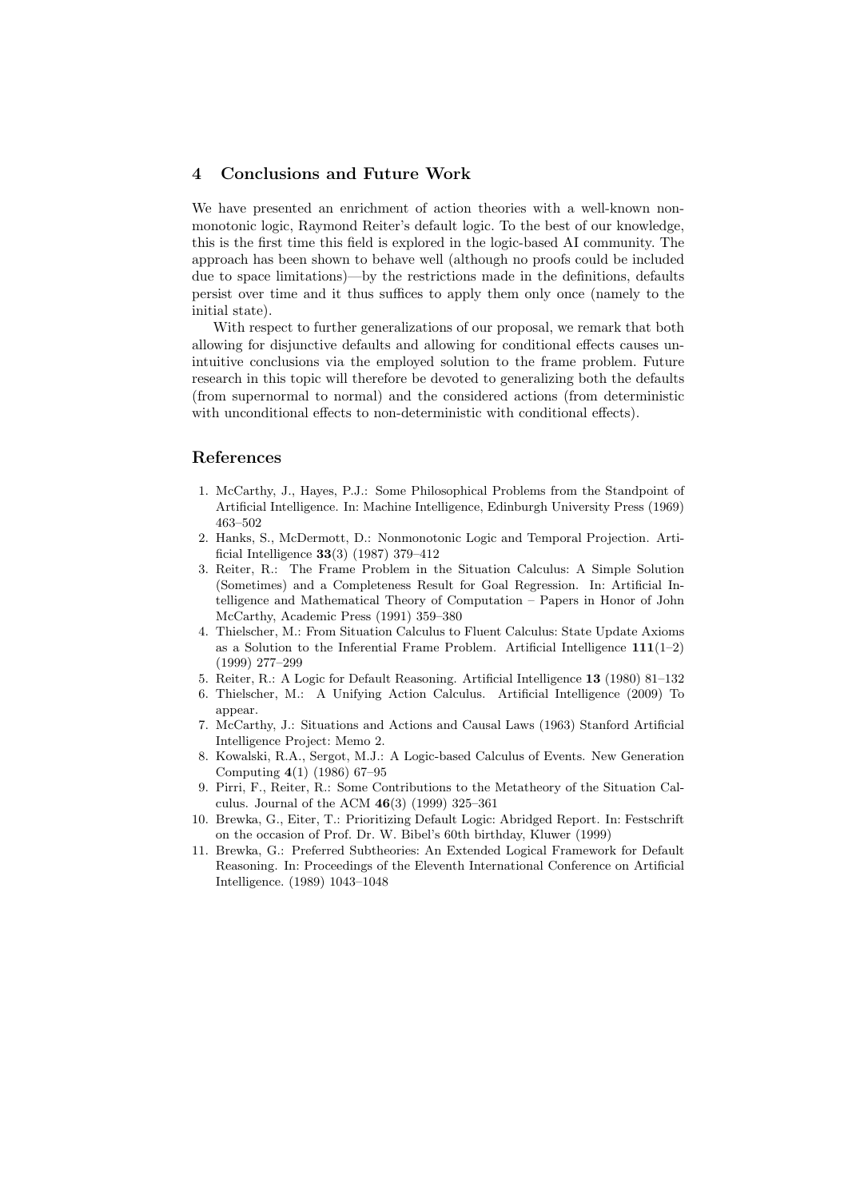## 4 Conclusions and Future Work

We have presented an enrichment of action theories with a well-known non-monotonic logic, Raymond Reiter's default logic. To the best of our knowledge, this is the first time this field is explored in the logic-based AI community. The approach has been shown to behave well (although no proofs could be included due to space limitations)—by the restrictions made in the definitions, defaults persist over time and it thus suffices to apply them only once (namely to the initial state).

With respect to further generalizations of our proposal, we remark that both allowing for disjunctive defaults and allowing for conditional effects causes unintuitive conclusions via the employed solution to the frame problem. Future research in this topic will therefore be devoted to generalizing both the defaults (from supernormal to normal) and the considered actions (from deterministic with unconditional effects to non-deterministic with conditional effects).

## References

1. McCarthy, J., Hayes, P.J.: Some Philosophical Problems from the Standpoint of Artificial Intelligence. In: Machine Intelligence, Edinburgh University Press (1969) 463–502
2. Hanks, S., McDermott, D.: Nonmonotonic Logic and Temporal Projection. Artificial Intelligence **33**(3) (1987) 379–412
3. Reiter, R.: The Frame Problem in the Situation Calculus: A Simple Solution (Sometimes) and a Completeness Result for Goal Regression. In: Artificial Intelligence and Mathematical Theory of Computation – Papers in Honor of John McCarthy, Academic Press (1991) 359–380
4. Thielscher, M.: From Situation Calculus to Fluent Calculus: State Update Axioms as a Solution to the Inferential Frame Problem. Artificial Intelligence **111**(1–2) (1999) 277–299
5. Reiter, R.: A Logic for Default Reasoning. Artificial Intelligence **13** (1980) 81–132
6. Thielscher, M.: A Unifying Action Calculus. Artificial Intelligence (2009) To appear.
7. McCarthy, J.: Situations and Actions and Causal Laws (1963) Stanford Artificial Intelligence Project: Memo 2.
8. Kowalski, R.A., Sergot, M.J.: A Logic-based Calculus of Events. New Generation Computing **4**(1) (1986) 67–95
9. Pirri, F., Reiter, R.: Some Contributions to the Metatheory of the Situation Calculus. Journal of the ACM **46**(3) (1999) 325–361
10. Brewka, G., Eiter, T.: Prioritizing Default Logic: Abridged Report. In: Festschrift on the occasion of Prof. Dr. W. Bibel's 60th birthday, Kluwer (1999)
11. Brewka, G.: Preferred Subtheories: An Extended Logical Framework for Default Reasoning. In: Proceedings of the Eleventh International Conference on Artificial Intelligence. (1989) 1043–1048